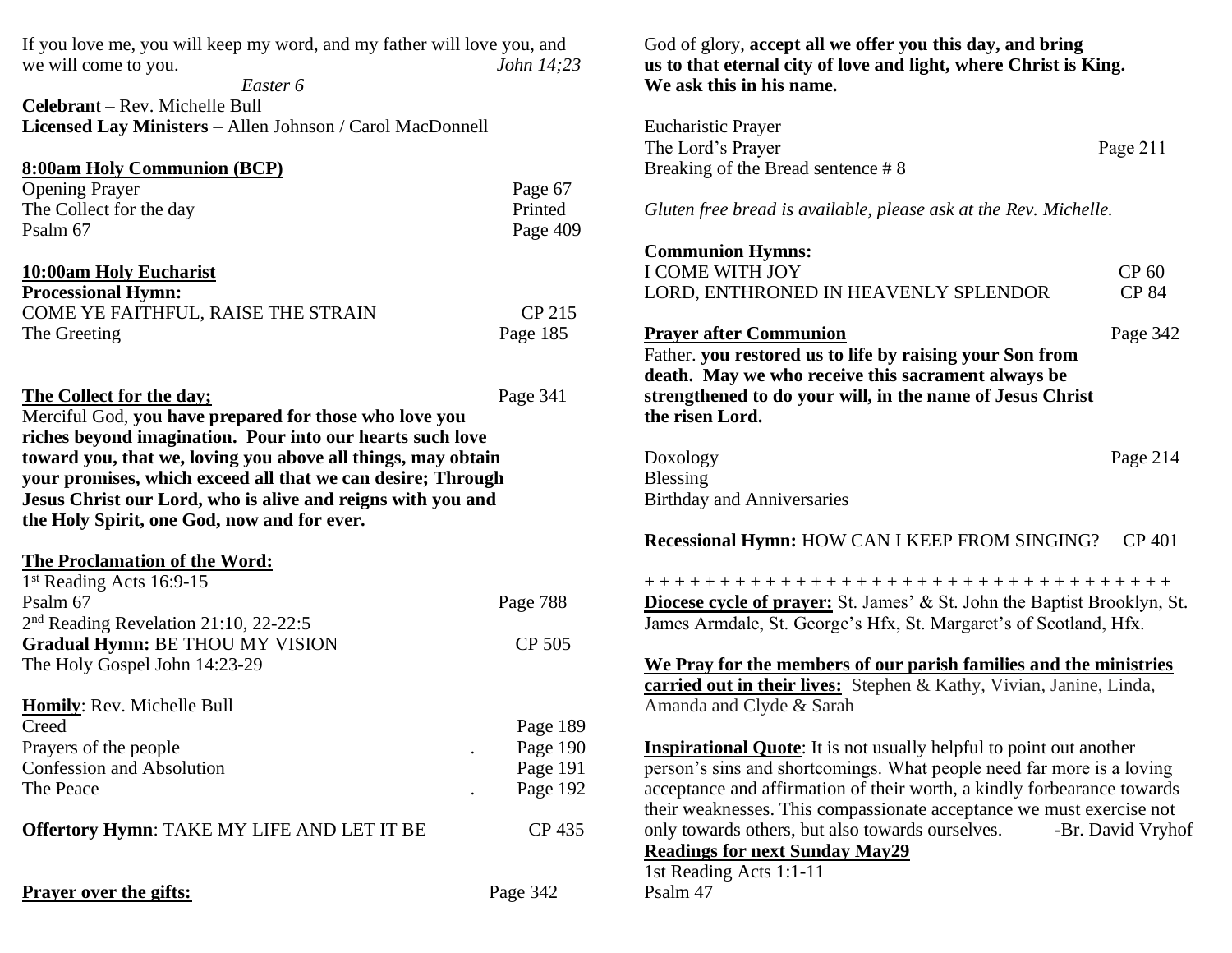If you love me, you will keep my word, and my father will love you, and we will come to you. *John 14;23*

*Easter 6*

**Celebran**t – Rev. Michelle Bull
**Licensed Lay Ministers** – Allen Johnson / Carol MacDonnell

**8:00am Holy Communion (BCP)**

Opening Prayer — Page 67
The Collect for the day — Printed
Psalm 67 — Page 409

**10:00am Holy Eucharist**

**Processional Hymn:**
COME YE FAITHFUL, RAISE THE STRAIN — CP 215
The Greeting — Page 185

**The Collect for the day;** — Page 341

Merciful God, **you have prepared for those who love you riches beyond imagination. Pour into our hearts such love toward you, that we, loving you above all things, may obtain your promises, which exceed all that we can desire; Through Jesus Christ our Lord, who is alive and reigns with you and the Holy Spirit, one God, now and for ever.**

**The Proclamation of the Word:**

1st Reading Acts 16:9-15
Psalm 67 — Page 788
2nd Reading Revelation 21:10, 22-22:5
**Gradual Hymn:** BE THOU MY VISION — CP 505
The Holy Gospel John 14:23-29

**Homily**: Rev. Michelle Bull
Creed — Page 189
Prayers of the people — Page 190
Confession and Absolution — Page 191
The Peace — Page 192

**Offertory Hymn**: TAKE MY LIFE AND LET IT BE — CP 435

**Prayer over the gifts:** — Page 342

God of glory, **accept all we offer you this day, and bring us to that eternal city of love and light, where Christ is King. We ask this in his name.**

Eucharistic Prayer
The Lord's Prayer — Page 211
Breaking of the Bread sentence # 8

*Gluten free bread is available, please ask at the Rev. Michelle.*

**Communion Hymns:**
I COME WITH JOY — CP 60
LORD, ENTHRONED IN HEAVENLY SPLENDOR — CP 84

**Prayer after Communion** — Page 342

Father. **you restored us to life by raising your Son from death. May we who receive this sacrament always be strengthened to do your will, in the name of Jesus Christ the risen Lord.**

Doxology — Page 214
Blessing
Birthday and Anniversaries

**Recessional Hymn:** HOW CAN I KEEP FROM SINGING? — CP 401

+ + + + + + + + + + + + + + + + + + + + + + + + + + + + + + + + + + + + + +

**Diocese cycle of prayer:** St. James' & St. John the Baptist Brooklyn, St. James Armdale, St. George's Hfx, St. Margaret's of Scotland, Hfx.

**We Pray for the members of our parish families and the ministries carried out in their lives:** Stephen & Kathy, Vivian, Janine, Linda, Amanda and Clyde & Sarah

**Inspirational Quote**: It is not usually helpful to point out another person's sins and shortcomings. What people need far more is a loving acceptance and affirmation of their worth, a kindly forbearance towards their weaknesses. This compassionate acceptance we must exercise not only towards others, but also towards ourselves. -Br. David Vryhof

**Readings for next Sunday May29**

1st Reading Acts 1:1-11
Psalm 47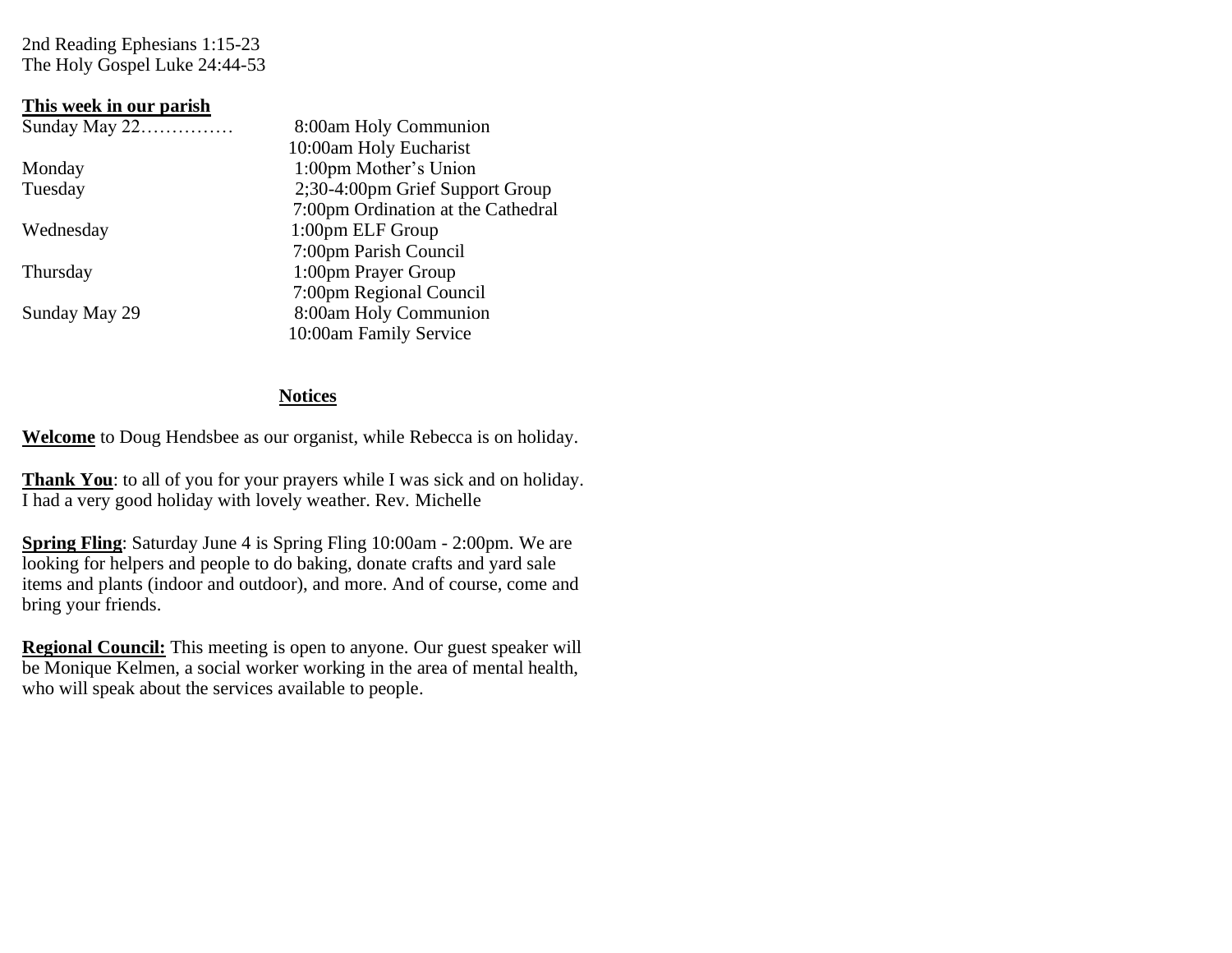2nd Reading Ephesians 1:15-23
The Holy Gospel Luke 24:44-53

**This week in our parish**

| | |
|---|---|
| Sunday May 22…………… | 8:00am Holy Communion |
| | 10:00am Holy Eucharist |
| Monday | 1:00pm Mother's Union |
| Tuesday | 2;30-4:00pm Grief Support Group |
| | 7:00pm Ordination at the Cathedral |
| Wednesday | 1:00pm ELF Group |
| | 7:00pm Parish Council |
| Thursday | 1:00pm Prayer Group |
| | 7:00pm Regional Council |
| Sunday May 29 | 8:00am Holy Communion |
| | 10:00am Family Service |

## Notices

**Welcome** to Doug Hendsbee as our organist, while Rebecca is on holiday.

**Thank You**: to all of you for your prayers while I was sick and on holiday. I had a very good holiday with lovely weather. Rev. Michelle

**Spring Fling**: Saturday June 4 is Spring Fling 10:00am - 2:00pm. We are looking for helpers and people to do baking, donate crafts and yard sale items and plants (indoor and outdoor), and more. And of course, come and bring your friends.

**Regional Council:** This meeting is open to anyone. Our guest speaker will be Monique Kelmen, a social worker working in the area of mental health, who will speak about the services available to people.